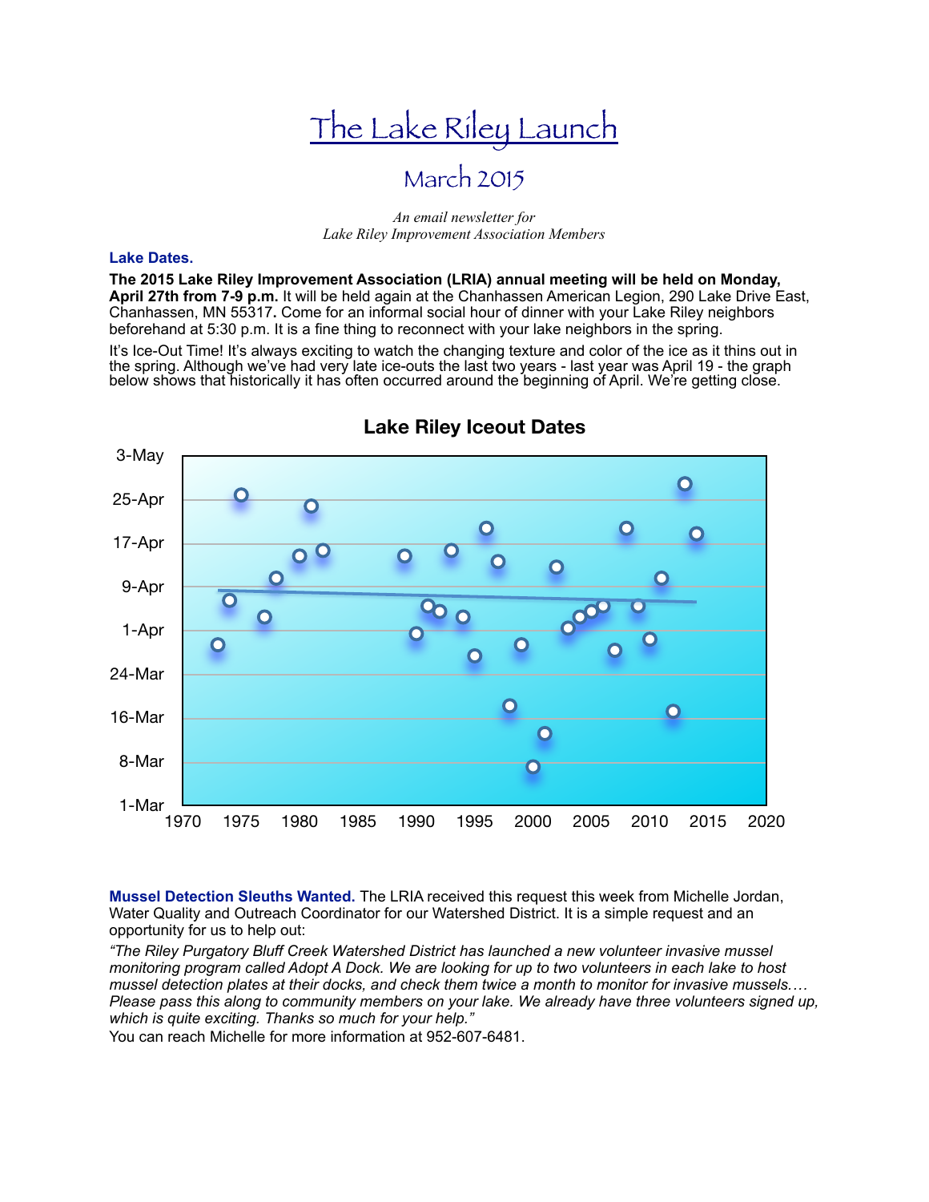# The Lake Riley Launch

## March 2015

*An email newsletter for*
*Lake Riley Improvement Association Members*

**Lake Dates.**

**The 2015 Lake Riley Improvement Association (LRIA) annual meeting will be held on Monday, April 27th from 7-9 p.m.** It will be held again at the Chanhassen American Legion, 290 Lake Drive East, Chanhassen, MN 55317**.** Come for an informal social hour of dinner with your Lake Riley neighbors beforehand at 5:30 p.m. It is a fine thing to reconnect with your lake neighbors in the spring.

It's Ice-Out Time! It's always exciting to watch the changing texture and color of the ice as it thins out in the spring. Although we've had very late ice-outs the last two years - last year was April 19 - the graph below shows that historically it has often occurred around the beginning of April. We're getting close.

**Lake Riley Iceout Dates**

**Mussel Detection Sleuths Wanted.** The LRIA received this request this week from Michelle Jordan, Water Quality and Outreach Coordinator for our Watershed District. It is a simple request and an opportunity for us to help out:

*"The Riley Purgatory Bluff Creek Watershed District has launched a new volunteer invasive mussel monitoring program called Adopt A Dock. We are looking for up to two volunteers in each lake to host mussel detection plates at their docks, and check them twice a month to monitor for invasive mussels.… Please pass this along to community members on your lake. We already have three volunteers signed up, which is quite exciting. Thanks so much for your help."*

You can reach Michelle for more information at 952-607-6481.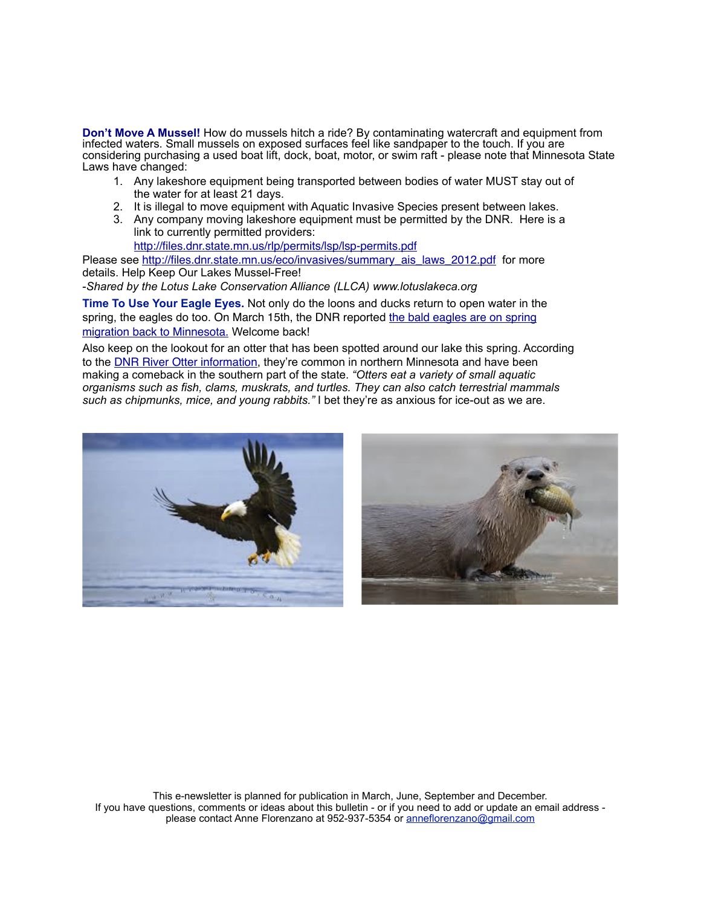**Don't Move A Mussel!** How do mussels hitch a ride? By contaminating watercraft and equipment from infected waters. Small mussels on exposed surfaces feel like sandpaper to the touch. If you are considering purchasing a used boat lift, dock, boat, motor, or swim raft - please note that Minnesota State Laws have changed:

1. Any lakeshore equipment being transported between bodies of water MUST stay out of the water for at least 21 days.
2. It is illegal to move equipment with Aquatic Invasive Species present between lakes.
3. Any company moving lakeshore equipment must be permitted by the DNR. Here is a link to currently permitted providers: [http://files.dnr.state.mn.us/rlp/permits/lsp/lsp-permits.pdf](http://files.dnr.state.mn.us/rlp/permits/lsp/lsp-permits.pdf)

Please see [http://files.dnr.state.mn.us/eco/invasives/summary_ais_laws_2012.pdf](http://files.dnr.state.mn.us/eco/invasives/summary_ais_laws_2012.pdf) for more details. Help Keep Our Lakes Mussel-Free!

*-Shared by the Lotus Lake Conservation Alliance (LLCA) www.lotuslakeca.org*

**Time To Use Your Eagle Eyes.** Not only do the loons and ducks return to open water in the spring, the eagles do too. On March 15th, the DNR reported the bald eagles are on spring migration back to Minnesota. Welcome back!

Also keep on the lookout for an otter that has been spotted around our lake this spring. According to the DNR River Otter information, they're common in northern Minnesota and have been making a comeback in the southern part of the state. *"Otters eat a variety of small aquatic organisms such as fish, clams, muskrats, and turtles. They can also catch terrestrial mammals such as chipmunks, mice, and young rabbits."* I bet they're as anxious for ice-out as we are.

This e-newsletter is planned for publication in March, June, September and December.
If you have questions, comments or ideas about this bulletin - or if you need to add or update an email address - please contact Anne Florenzano at 952-937-5354 or [anneflorenzano@gmail.com](mailto:anneflorenzano@gmail.com)